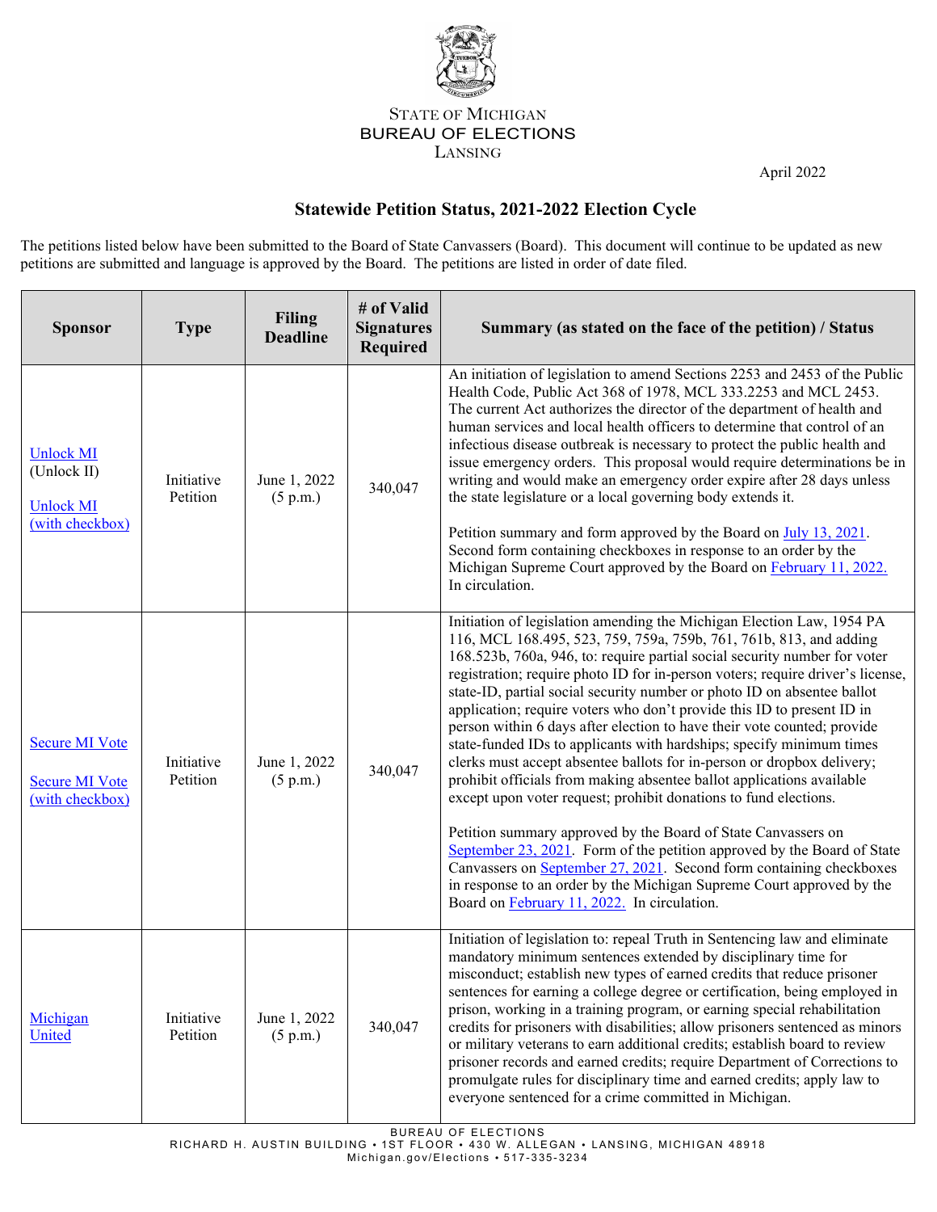State of Michigan
BUREAU OF ELECTIONS
Lansing

April 2022

## Statewide Petition Status, 2021-2022 Election Cycle

The petitions listed below have been submitted to the Board of State Canvassers (Board). This document will continue to be updated as new petitions are submitted and language is approved by the Board. The petitions are listed in order of date filed.

| Sponsor | Type | Filing Deadline | # of Valid Signatures Required | Summary (as stated on the face of the petition) / Status |
|---|---|---|---|---|
| Unlock MI (Unlock II)<br><br>Unlock MI (with checkbox) | Initiative Petition | June 1, 2022 (5 p.m.) | 340,047 | An initiation of legislation to amend Sections 2253 and 2453 of the Public Health Code, Public Act 368 of 1978, MCL 333.2253 and MCL 2453. The current Act authorizes the director of the department of health and human services and local health officers to determine that control of an infectious disease outbreak is necessary to protect the public health and issue emergency orders. This proposal would require determinations be in writing and would make an emergency order expire after 28 days unless the state legislature or a local governing body extends it.<br><br>Petition summary and form approved by the Board on July 13, 2021. Second form containing checkboxes in response to an order by the Michigan Supreme Court approved by the Board on February 11, 2022. In circulation. |
| Secure MI Vote<br><br>Secure MI Vote (with checkbox) | Initiative Petition | June 1, 2022 (5 p.m.) | 340,047 | Initiation of legislation amending the Michigan Election Law, 1954 PA 116, MCL 168.495, 523, 759, 759a, 759b, 761, 761b, 813, and adding 168.523b, 760a, 946, to: require partial social security number for voter registration; require photo ID for in-person voters; require driver's license, state-ID, partial social security number or photo ID on absentee ballot application; require voters who don't provide this ID to present ID in person within 6 days after election to have their vote counted; provide state-funded IDs to applicants with hardships; specify minimum times clerks must accept absentee ballots for in-person or dropbox delivery; prohibit officials from making absentee ballot applications available except upon voter request; prohibit donations to fund elections.<br><br>Petition summary approved by the Board of State Canvassers on September 23, 2021. Form of the petition approved by the Board of State Canvassers on September 27, 2021. Second form containing checkboxes in response to an order by the Michigan Supreme Court approved by the Board on February 11, 2022. In circulation. |
| Michigan United | Initiative Petition | June 1, 2022 (5 p.m.) | 340,047 | Initiation of legislation to: repeal Truth in Sentencing law and eliminate mandatory minimum sentences extended by disciplinary time for misconduct; establish new types of earned credits that reduce prisoner sentences for earning a college degree or certification, being employed in prison, working in a training program, or earning special rehabilitation credits for prisoners with disabilities; allow prisoners sentenced as minors or military veterans to earn additional credits; establish board to review prisoner records and earned credits; require Department of Corrections to promulgate rules for disciplinary time and earned credits; apply law to everyone sentenced for a crime committed in Michigan. |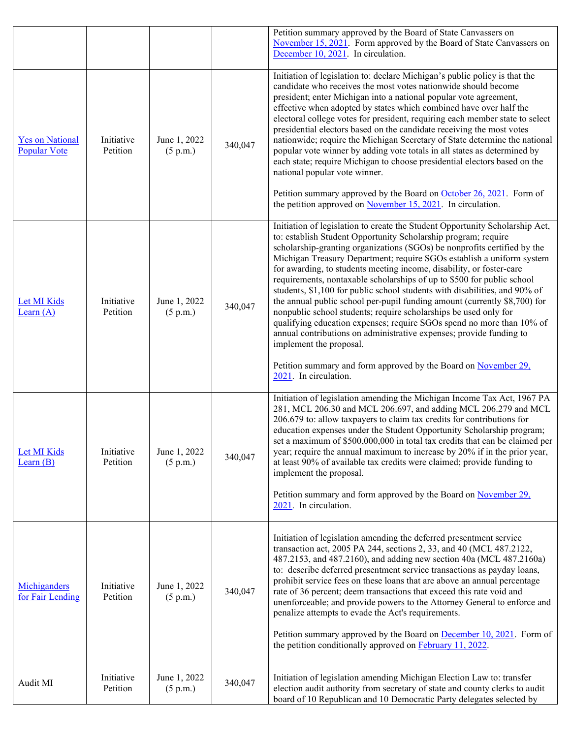|  |  |  |  |  |
|---|---|---|---|---|
|  |  |  |  | Petition summary approved by the Board of State Canvassers on November 15, 2021. Form approved by the Board of State Canvassers on December 10, 2021. In circulation. |
| Yes on National Popular Vote | Initiative Petition | June 1, 2022 (5 p.m.) | 340,047 | Initiation of legislation to: declare Michigan's public policy is that the candidate who receives the most votes nationwide should become president; enter Michigan into a national popular vote agreement, effective when adopted by states which combined have over half the electoral college votes for president, requiring each member state to select presidential electors based on the candidate receiving the most votes nationwide; require the Michigan Secretary of State determine the national popular vote winner by adding vote totals in all states as determined by each state; require Michigan to choose presidential electors based on the national popular vote winner.<br><br>Petition summary approved by the Board on October 26, 2021. Form of the petition approved on November 15, 2021. In circulation. |
| Let MI Kids Learn (A) | Initiative Petition | June 1, 2022 (5 p.m.) | 340,047 | Initiation of legislation to create the Student Opportunity Scholarship Act, to: establish Student Opportunity Scholarship program; require scholarship-granting organizations (SGOs) be nonprofits certified by the Michigan Treasury Department; require SGOs establish a uniform system for awarding, to students meeting income, disability, or foster-care requirements, nontaxable scholarships of up to $500 for public school students, $1,100 for public school students with disabilities, and 90% of the annual public school per-pupil funding amount (currently $8,700) for nonpublic school students; require scholarships be used only for qualifying education expenses; require SGOs spend no more than 10% of annual contributions on administrative expenses; provide funding to implement the proposal.<br><br>Petition summary and form approved by the Board on November 29, 2021. In circulation. |
| Let MI Kids Learn (B) | Initiative Petition | June 1, 2022 (5 p.m.) | 340,047 | Initiation of legislation amending the Michigan Income Tax Act, 1967 PA 281, MCL 206.30 and MCL 206.697, and adding MCL 206.279 and MCL 206.679 to: allow taxpayers to claim tax credits for contributions for education expenses under the Student Opportunity Scholarship program; set a maximum of $500,000,000 in total tax credits that can be claimed per year; require the annual maximum to increase by 20% if in the prior year, at least 90% of available tax credits were claimed; provide funding to implement the proposal.<br><br>Petition summary and form approved by the Board on November 29, 2021. In circulation. |
| Michiganders for Fair Lending | Initiative Petition | June 1, 2022 (5 p.m.) | 340,047 | Initiation of legislation amending the deferred presentment service transaction act, 2005 PA 244, sections 2, 33, and 40 (MCL 487.2122, 487.2153, and 487.2160), and adding new section 40a (MCL 487.2160a) to: describe deferred presentment service transactions as payday loans, prohibit service fees on these loans that are above an annual percentage rate of 36 percent; deem transactions that exceed this rate void and unenforceable; and provide powers to the Attorney General to enforce and penalize attempts to evade the Act's requirements.<br><br>Petition summary approved by the Board on December 10, 2021. Form of the petition conditionally approved on February 11, 2022. |
| Audit MI | Initiative Petition | June 1, 2022 (5 p.m.) | 340,047 | Initiation of legislation amending Michigan Election Law to: transfer election audit authority from secretary of state and county clerks to audit board of 10 Republican and 10 Democratic Party delegates selected by |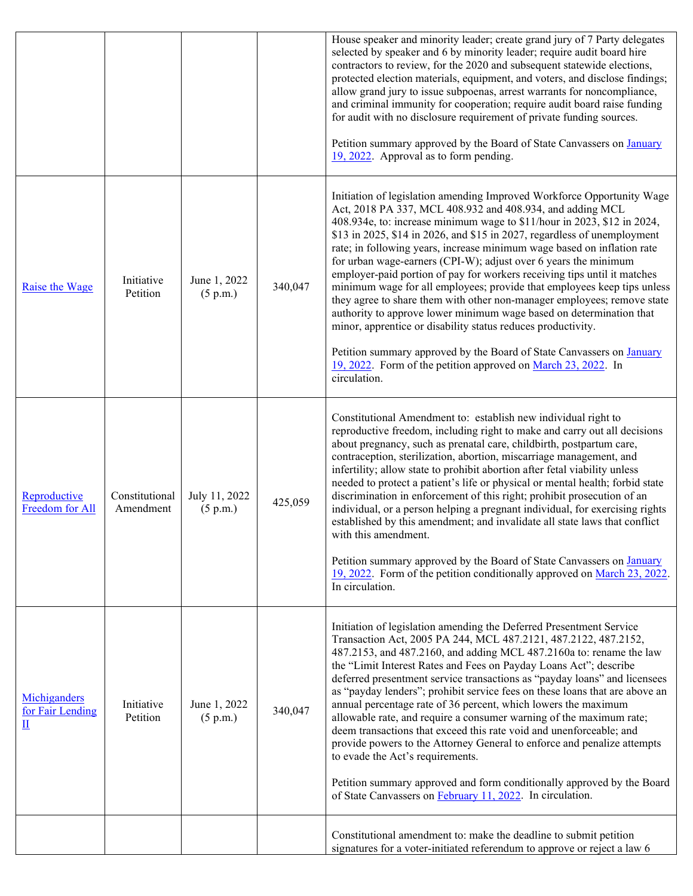| | | | | |
|---|---|---|---|---|
| | | | | House speaker and minority leader; create grand jury of 7 Party delegates selected by speaker and 6 by minority leader; require audit board hire contractors to review, for the 2020 and subsequent statewide elections, protected election materials, equipment, and voters, and disclose findings; allow grand jury to issue subpoenas, arrest warrants for noncompliance, and criminal immunity for cooperation; require audit board raise funding for audit with no disclosure requirement of private funding sources.<br><br>Petition summary approved by the Board of State Canvassers on January 19, 2022. Approval as to form pending. |
| Raise the Wage | Initiative Petition | June 1, 2022 (5 p.m.) | 340,047 | Initiation of legislation amending Improved Workforce Opportunity Wage Act, 2018 PA 337, MCL 408.932 and 408.934, and adding MCL 408.934e, to: increase minimum wage to $11/hour in 2023, $12 in 2024, $13 in 2025, $14 in 2026, and $15 in 2027, regardless of unemployment rate; in following years, increase minimum wage based on inflation rate for urban wage-earners (CPI-W); adjust over 6 years the minimum employer-paid portion of pay for workers receiving tips until it matches minimum wage for all employees; provide that employees keep tips unless they agree to share them with other non-manager employees; remove state authority to approve lower minimum wage based on determination that minor, apprentice or disability status reduces productivity.<br><br>Petition summary approved by the Board of State Canvassers on January 19, 2022. Form of the petition approved on March 23, 2022. In circulation. |
| Reproductive Freedom for All | Constitutional Amendment | July 11, 2022 (5 p.m.) | 425,059 | Constitutional Amendment to: establish new individual right to reproductive freedom, including right to make and carry out all decisions about pregnancy, such as prenatal care, childbirth, postpartum care, contraception, sterilization, abortion, miscarriage management, and infertility; allow state to prohibit abortion after fetal viability unless needed to protect a patient's life or physical or mental health; forbid state discrimination in enforcement of this right; prohibit prosecution of an individual, or a person helping a pregnant individual, for exercising rights established by this amendment; and invalidate all state laws that conflict with this amendment.<br><br>Petition summary approved by the Board of State Canvassers on January 19, 2022. Form of the petition conditionally approved on March 23, 2022. In circulation. |
| Michiganders for Fair Lending II | Initiative Petition | June 1, 2022 (5 p.m.) | 340,047 | Initiation of legislation amending the Deferred Presentment Service Transaction Act, 2005 PA 244, MCL 487.2121, 487.2122, 487.2152, 487.2153, and 487.2160, and adding MCL 487.2160a to: rename the law the "Limit Interest Rates and Fees on Payday Loans Act"; describe deferred presentment service transactions as "payday loans" and licensees as "payday lenders"; prohibit service fees on these loans that are above an annual percentage rate of 36 percent, which lowers the maximum allowable rate, and require a consumer warning of the maximum rate; deem transactions that exceed this rate void and unenforceable; and provide powers to the Attorney General to enforce and penalize attempts to evade the Act's requirements.<br><br>Petition summary approved and form conditionally approved by the Board of State Canvassers on February 11, 2022. In circulation. |
| | | | | Constitutional amendment to: make the deadline to submit petition signatures for a voter-initiated referendum to approve or reject a law 6 |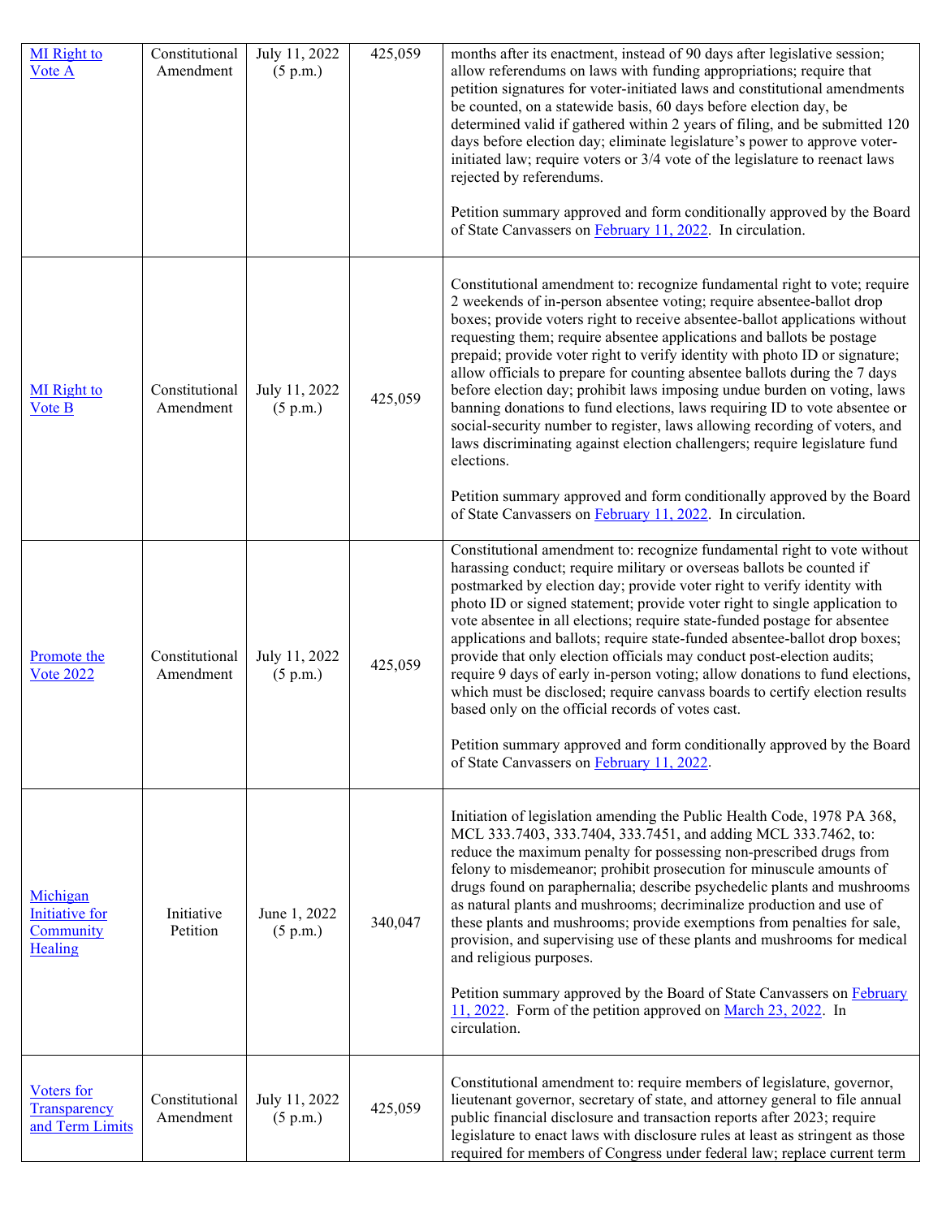| MI Right to Vote A | Constitutional Amendment | July 11, 2022 (5 p.m.) | 425,059 | months after its enactment, instead of 90 days after legislative session; allow referendums on laws with funding appropriations; require that petition signatures for voter-initiated laws and constitutional amendments be counted, on a statewide basis, 60 days before election day, be determined valid if gathered within 2 years of filing, and be submitted 120 days before election day; eliminate legislature's power to approve voter-initiated law; require voters or 3/4 vote of the legislature to reenact laws rejected by referendums.<br><br>Petition summary approved and form conditionally approved by the Board of State Canvassers on February 11, 2022. In circulation. |
|---|---|---|---|---|
| MI Right to Vote B | Constitutional Amendment | July 11, 2022 (5 p.m.) | 425,059 | Constitutional amendment to: recognize fundamental right to vote; require 2 weekends of in-person absentee voting; require absentee-ballot drop boxes; provide voters right to receive absentee-ballot applications without requesting them; require absentee applications and ballots be postage prepaid; provide voter right to verify identity with photo ID or signature; allow officials to prepare for counting absentee ballots during the 7 days before election day; prohibit laws imposing undue burden on voting, laws banning donations to fund elections, laws requiring ID to vote absentee or social-security number to register, laws allowing recording of voters, and laws discriminating against election challengers; require legislature fund elections.<br><br>Petition summary approved and form conditionally approved by the Board of State Canvassers on February 11, 2022. In circulation. |
| Promote the Vote 2022 | Constitutional Amendment | July 11, 2022 (5 p.m.) | 425,059 | Constitutional amendment to: recognize fundamental right to vote without harassing conduct; require military or overseas ballots be counted if postmarked by election day; provide voter right to verify identity with photo ID or signed statement; provide voter right to single application to vote absentee in all elections; require state-funded postage for absentee applications and ballots; require state-funded absentee-ballot drop boxes; provide that only election officials may conduct post-election audits; require 9 days of early in-person voting; allow donations to fund elections, which must be disclosed; require canvass boards to certify election results based only on the official records of votes cast.<br><br>Petition summary approved and form conditionally approved by the Board of State Canvassers on February 11, 2022. |
| Michigan Initiative for Community Healing | Initiative Petition | June 1, 2022 (5 p.m.) | 340,047 | Initiation of legislation amending the Public Health Code, 1978 PA 368, MCL 333.7403, 333.7404, 333.7451, and adding MCL 333.7462, to: reduce the maximum penalty for possessing non-prescribed drugs from felony to misdemeanor; prohibit prosecution for minuscule amounts of drugs found on paraphernalia; describe psychedelic plants and mushrooms as natural plants and mushrooms; decriminalize production and use of these plants and mushrooms; provide exemptions from penalties for sale, provision, and supervising use of these plants and mushrooms for medical and religious purposes.<br><br>Petition summary approved by the Board of State Canvassers on February 11, 2022. Form of the petition approved on March 23, 2022. In circulation. |
| Voters for Transparency and Term Limits | Constitutional Amendment | July 11, 2022 (5 p.m.) | 425,059 | Constitutional amendment to: require members of legislature, governor, lieutenant governor, secretary of state, and attorney general to file annual public financial disclosure and transaction reports after 2023; require legislature to enact laws with disclosure rules at least as stringent as those required for members of Congress under federal law; replace current term |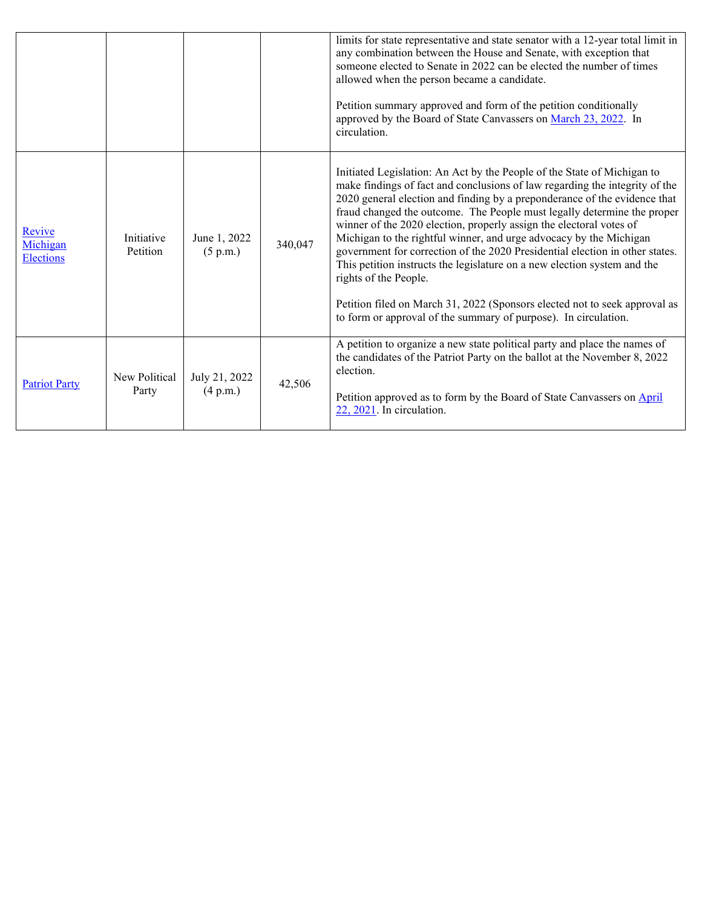| | | | | |
|---|---|---|---|---|
| | | | | limits for state representative and state senator with a 12-year total limit in any combination between the House and Senate, with exception that someone elected to Senate in 2022 can be elected the number of times allowed when the person became a candidate.<br><br>Petition summary approved and form of the petition conditionally approved by the Board of State Canvassers on [March 23, 2022](). In circulation. |
| [Revive Michigan Elections]() | Initiative Petition | June 1, 2022 (5 p.m.) | 340,047 | Initiated Legislation: An Act by the People of the State of Michigan to make findings of fact and conclusions of law regarding the integrity of the 2020 general election and finding by a preponderance of the evidence that fraud changed the outcome. The People must legally determine the proper winner of the 2020 election, properly assign the electoral votes of Michigan to the rightful winner, and urge advocacy by the Michigan government for correction of the 2020 Presidential election in other states. This petition instructs the legislature on a new election system and the rights of the People.<br><br>Petition filed on March 31, 2022 (Sponsors elected not to seek approval as to form or approval of the summary of purpose). In circulation. |
| [Patriot Party]() | New Political Party | July 21, 2022 (4 p.m.) | 42,506 | A petition to organize a new state political party and place the names of the candidates of the Patriot Party on the ballot at the November 8, 2022 election.<br><br>Petition approved as to form by the Board of State Canvassers on [April 22, 2021](). In circulation. |